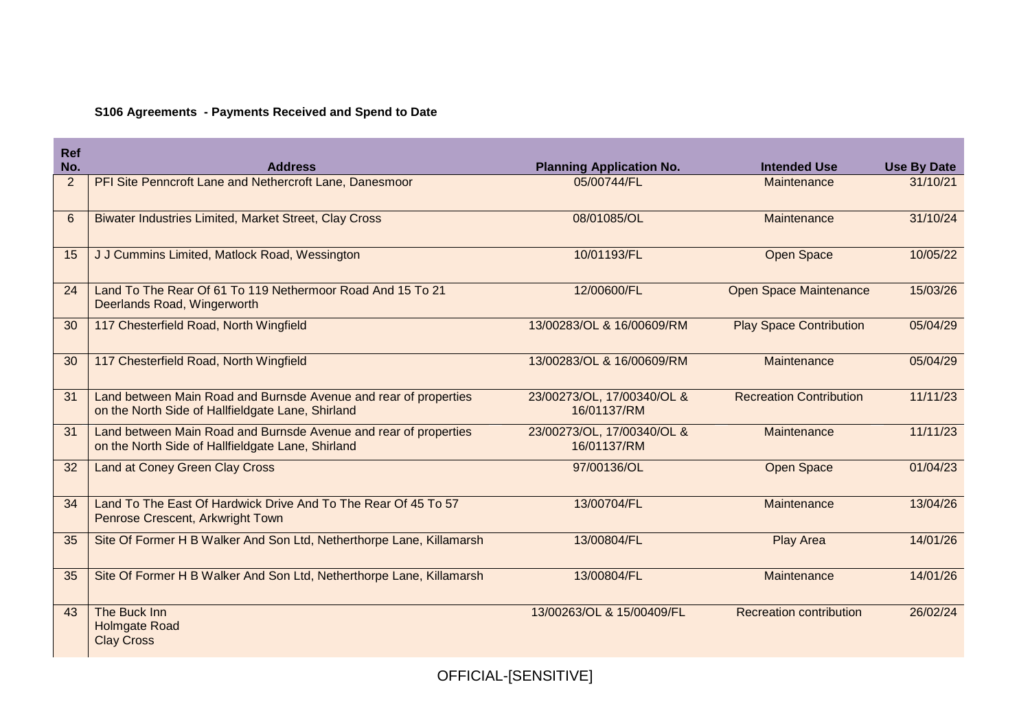**S106 Agreements - Payments Received and Spend to Date**

| Ref No. | Address | Planning Application No. | Intended Use | Use By Date |
|---|---|---|---|---|
| 2 | PFI Site Penncroft Lane and Nethercroft Lane, Danesmoor | 05/00744/FL | Maintenance | 31/10/21 |
| 6 | Biwater Industries Limited, Market Street, Clay Cross | 08/01085/OL | Maintenance | 31/10/24 |
| 15 | J J Cummins Limited, Matlock Road, Wessington | 10/01193/FL | Open Space | 10/05/22 |
| 24 | Land To The Rear Of 61 To 119 Nethermoor Road And 15 To 21 Deerlands Road, Wingerworth | 12/00600/FL | Open Space Maintenance | 15/03/26 |
| 30 | 117 Chesterfield Road, North Wingfield | 13/00283/OL & 16/00609/RM | Play Space Contribution | 05/04/29 |
| 30 | 117 Chesterfield Road, North Wingfield | 13/00283/OL & 16/00609/RM | Maintenance | 05/04/29 |
| 31 | Land between Main Road and Burnsde Avenue and rear of properties on the North Side of Hallfieldgate Lane, Shirland | 23/00273/OL, 17/00340/OL & 16/01137/RM | Recreation Contribution | 11/11/23 |
| 31 | Land between Main Road and Burnsde Avenue and rear of properties on the North Side of Hallfieldgate Lane, Shirland | 23/00273/OL, 17/00340/OL & 16/01137/RM | Maintenance | 11/11/23 |
| 32 | Land at Coney Green Clay Cross | 97/00136/OL | Open Space | 01/04/23 |
| 34 | Land To The East Of Hardwick Drive And To The Rear Of 45 To 57 Penrose Crescent, Arkwright Town | 13/00704/FL | Maintenance | 13/04/26 |
| 35 | Site Of Former H B Walker And Son Ltd, Netherthorpe Lane, Killamarsh | 13/00804/FL | Play Area | 14/01/26 |
| 35 | Site Of Former H B Walker And Son Ltd, Netherthorpe Lane, Killamarsh | 13/00804/FL | Maintenance | 14/01/26 |
| 43 | The Buck Inn Holmgate Road Clay Cross | 13/00263/OL & 15/00409/FL | Recreation contribution | 26/02/24 |

OFFICIAL-[SENSITIVE]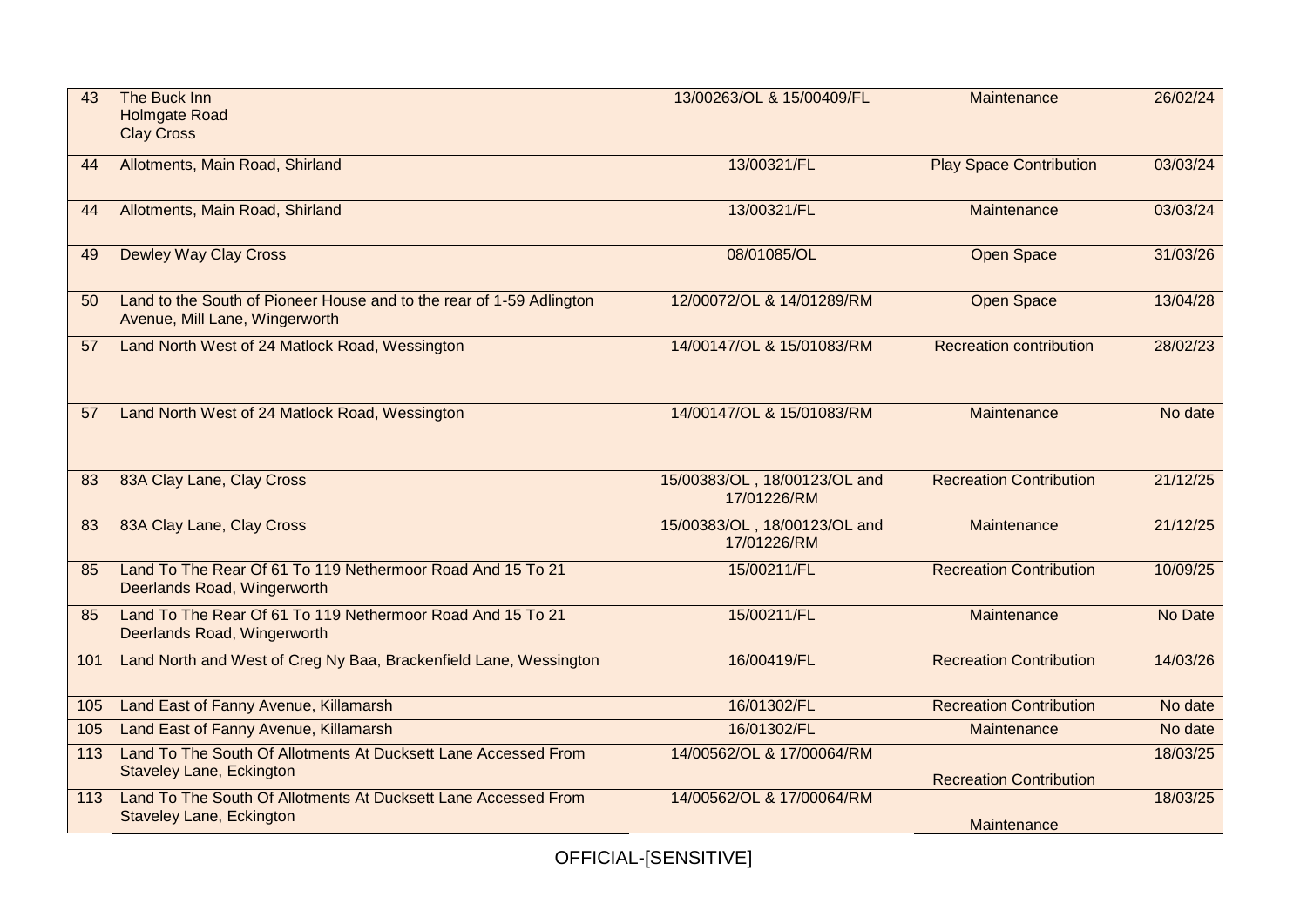| 43 | The Buck Inn<br>Holmgate Road<br>Clay Cross | 13/00263/OL & 15/00409/FL | Maintenance | 26/02/24 |
|---|---|---|---|---|
| 44 | Allotments, Main Road, Shirland | 13/00321/FL | Play Space Contribution | 03/03/24 |
| 44 | Allotments, Main Road, Shirland | 13/00321/FL | Maintenance | 03/03/24 |
| 49 | Dewley Way Clay Cross | 08/01085/OL | Open Space | 31/03/26 |
| 50 | Land to the South of Pioneer House and to the rear of 1-59 Adlington Avenue, Mill Lane, Wingerworth | 12/00072/OL & 14/01289/RM | Open Space | 13/04/28 |
| 57 | Land North West of 24 Matlock Road, Wessington | 14/00147/OL & 15/01083/RM | Recreation contribution | 28/02/23 |
| 57 | Land North West of 24 Matlock Road, Wessington | 14/00147/OL & 15/01083/RM | Maintenance | No date |
| 83 | 83A Clay Lane, Clay Cross | 15/00383/OL , 18/00123/OL and 17/01226/RM | Recreation Contribution | 21/12/25 |
| 83 | 83A Clay Lane, Clay Cross | 15/00383/OL , 18/00123/OL and 17/01226/RM | Maintenance | 21/12/25 |
| 85 | Land To The Rear Of 61 To 119 Nethermoor Road And 15 To 21 Deerlands Road, Wingerworth | 15/00211/FL | Recreation Contribution | 10/09/25 |
| 85 | Land To The Rear Of 61 To 119 Nethermoor Road And 15 To 21 Deerlands Road, Wingerworth | 15/00211/FL | Maintenance | No Date |
| 101 | Land North and West of Creg Ny Baa, Brackenfield Lane, Wessington | 16/00419/FL | Recreation Contribution | 14/03/26 |
| 105 | Land East of Fanny Avenue, Killamarsh | 16/01302/FL | Recreation Contribution | No date |
| 105 | Land East of Fanny Avenue, Killamarsh | 16/01302/FL | Maintenance | No date |
| 113 | Land To The South Of Allotments At Ducksett Lane Accessed From Staveley Lane, Eckington | 14/00562/OL & 17/00064/RM | Recreation Contribution | 18/03/25 |
| 113 | Land To The South Of Allotments At Ducksett Lane Accessed From Staveley Lane, Eckington | 14/00562/OL & 17/00064/RM | Maintenance | 18/03/25 |

OFFICIAL-[SENSITIVE]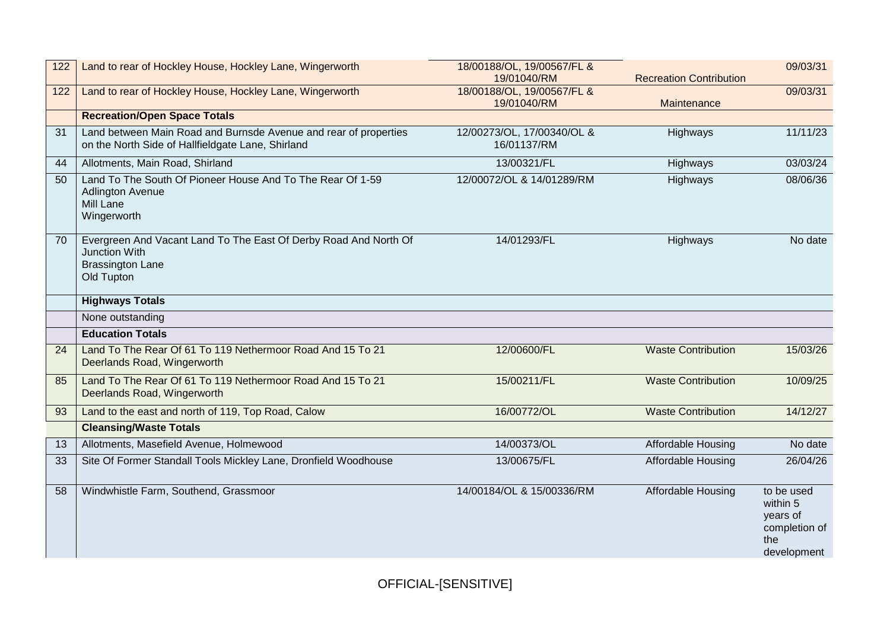| | | | | |
|---|---|---|---|---|
| 122 | Land to rear of Hockley House, Hockley Lane, Wingerworth | 18/00188/OL, 19/00567/FL & 19/01040/RM | Recreation Contribution | 09/03/31 |
| 122 | Land to rear of Hockley House, Hockley Lane, Wingerworth | 18/00188/OL, 19/00567/FL & 19/01040/RM | Maintenance | 09/03/31 |
| | **Recreation/Open Space Totals** | | | |
| 31 | Land between Main Road and Burnsde Avenue and rear of properties on the North Side of Hallfieldgate Lane, Shirland | 12/00273/OL, 17/00340/OL & 16/01137/RM | Highways | 11/11/23 |
| 44 | Allotments, Main Road, Shirland | 13/00321/FL | Highways | 03/03/24 |
| 50 | Land To The South Of Pioneer House And To The Rear Of 1-59 Adlington Avenue Mill Lane Wingerworth | 12/00072/OL & 14/01289/RM | Highways | 08/06/36 |
| 70 | Evergreen And Vacant Land To The East Of Derby Road And North Of Junction With Brassington Lane Old Tupton | 14/01293/FL | Highways | No date |
| | **Highways Totals** | | | |
| | None outstanding | | | |
| | **Education Totals** | | | |
| 24 | Land To The Rear Of 61 To 119 Nethermoor Road And 15 To 21 Deerlands Road, Wingerworth | 12/00600/FL | Waste Contribution | 15/03/26 |
| 85 | Land To The Rear Of 61 To 119 Nethermoor Road And 15 To 21 Deerlands Road, Wingerworth | 15/00211/FL | Waste Contribution | 10/09/25 |
| 93 | Land to the east and north of 119, Top Road, Calow | 16/00772/OL | Waste Contribution | 14/12/27 |
| | **Cleansing/Waste Totals** | | | |
| 13 | Allotments, Masefield Avenue, Holmewood | 14/00373/OL | Affordable Housing | No date |
| 33 | Site Of Former Standall Tools Mickley Lane, Dronfield Woodhouse | 13/00675/FL | Affordable Housing | 26/04/26 |
| 58 | Windwhistle Farm, Southend, Grassmoor | 14/00184/OL & 15/00336/RM | Affordable Housing | to be used within 5 years of completion of the development |

OFFICIAL-[SENSITIVE]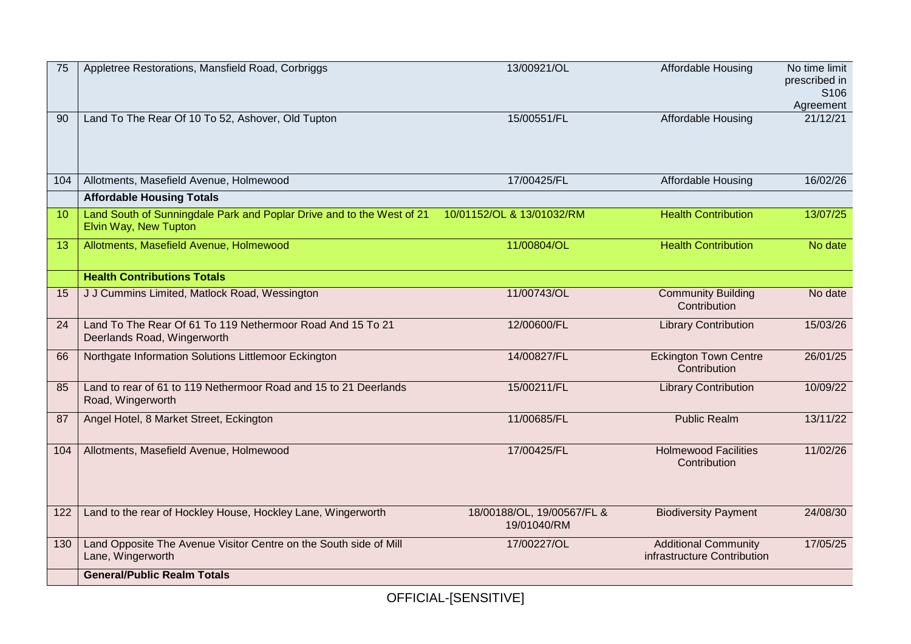| | | | | |
|---|---|---|---|---|
| 75 | Appletree Restorations, Mansfield Road, Corbriggs | 13/00921/OL | Affordable Housing | No time limit prescribed in S106 Agreement |
| 90 | Land To The Rear Of 10 To 52, Ashover, Old Tupton | 15/00551/FL | Affordable Housing | 21/12/21 |
| 104 | Allotments, Masefield Avenue, Holmewood | 17/00425/FL | Affordable Housing | 16/02/26 |
| | **Affordable Housing Totals** | | | |
| 10 | Land South of Sunningdale Park and Poplar Drive and to the West of 21 Elvin Way, New Tupton | 10/01152/OL & 13/01032/RM | Health Contribution | 13/07/25 |
| 13 | Allotments, Masefield Avenue, Holmewood | 11/00804/OL | Health Contribution | No date |
| | **Health Contributions Totals** | | | |
| 15 | J J Cummins Limited, Matlock Road, Wessington | 11/00743/OL | Community Building Contribution | No date |
| 24 | Land To The Rear Of 61 To 119 Nethermoor Road And 15 To 21 Deerlands Road, Wingerworth | 12/00600/FL | Library Contribution | 15/03/26 |
| 66 | Northgate Information Solutions Littlemoor Eckington | 14/00827/FL | Eckington Town Centre Contribution | 26/01/25 |
| 85 | Land to rear of 61 to 119 Nethermoor Road and 15 to 21 Deerlands Road, Wingerworth | 15/00211/FL | Library Contribution | 10/09/22 |
| 87 | Angel Hotel, 8 Market Street, Eckington | 11/00685/FL | Public Realm | 13/11/22 |
| 104 | Allotments, Masefield Avenue, Holmewood | 17/00425/FL | Holmewood Facilities Contribution | 11/02/26 |
| 122 | Land to the rear of Hockley House, Hockley Lane, Wingerworth | 18/00188/OL, 19/00567/FL & 19/01040/RM | Biodiversity Payment | 24/08/30 |
| 130 | Land Opposite The Avenue Visitor Centre on the South side of Mill Lane, Wingerworth | 17/00227/OL | Additional Community infrastructure Contribution | 17/05/25 |
| | **General/Public Realm Totals** | | | |

OFFICIAL-[SENSITIVE]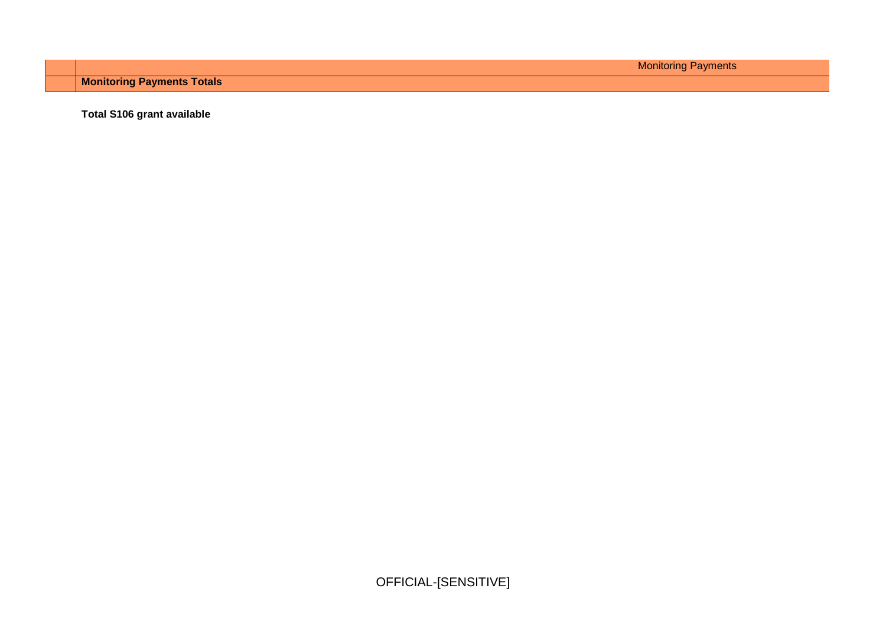| | Monitoring Payments |
|---|---|
| | **Monitoring Payments Totals** |

**Total S106 grant available**

OFFICIAL-[SENSITIVE]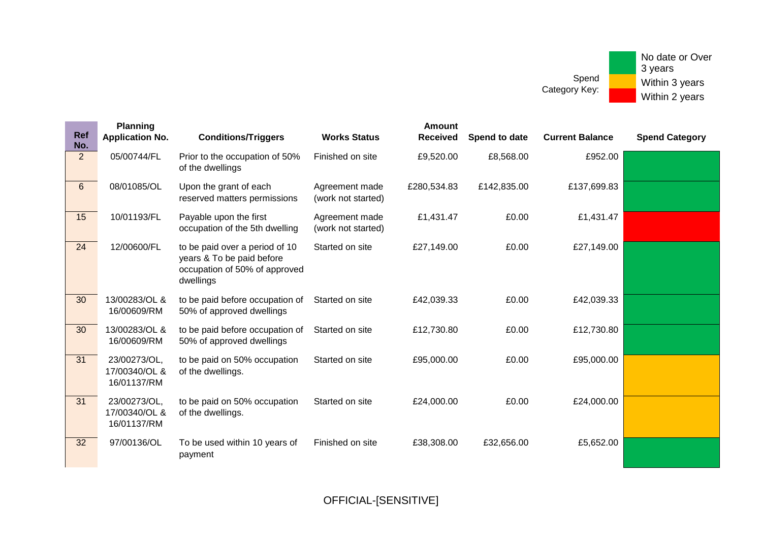Spend Category Key:

| Colour | Meaning |
|---|---|
| Green | No date or Over 3 years |
| Amber | Within 3 years |
| Red | Within 2 years |

| Ref No. | Planning Application No. | Conditions/Triggers | Works Status | Amount Received | Spend to date | Current Balance | Spend Category |
|---|---|---|---|---|---|---|---|
| 2 | 05/00744/FL | Prior to the occupation of 50% of the dwellings | Finished on site | £9,520.00 | £8,568.00 | £952.00 | Green |
| 6 | 08/01085/OL | Upon the grant of each reserved matters permissions | Agreement made (work not started) | £280,534.83 | £142,835.00 | £137,699.83 | Green |
| 15 | 10/01193/FL | Payable upon the first occupation of the 5th dwelling | Agreement made (work not started) | £1,431.47 | £0.00 | £1,431.47 | Red |
| 24 | 12/00600/FL | to be paid over a period of 10 years & To be paid before occupation of 50% of approved dwellings | Started on site | £27,149.00 | £0.00 | £27,149.00 | Green |
| 30 | 13/00283/OL & 16/00609/RM | to be paid before occupation of 50% of approved dwellings | Started on site | £42,039.33 | £0.00 | £42,039.33 | Green |
| 30 | 13/00283/OL & 16/00609/RM | to be paid before occupation of 50% of approved dwellings | Started on site | £12,730.80 | £0.00 | £12,730.80 | Green |
| 31 | 23/00273/OL, 17/00340/OL & 16/01137/RM | to be paid on 50% occupation of the dwellings. | Started on site | £95,000.00 | £0.00 | £95,000.00 | Amber |
| 31 | 23/00273/OL, 17/00340/OL & 16/01137/RM | to be paid on 50% occupation of the dwellings. | Started on site | £24,000.00 | £0.00 | £24,000.00 | Amber |
| 32 | 97/00136/OL | To be used within 10 years of payment | Finished on site | £38,308.00 | £32,656.00 | £5,652.00 | Green |

OFFICIAL-[SENSITIVE]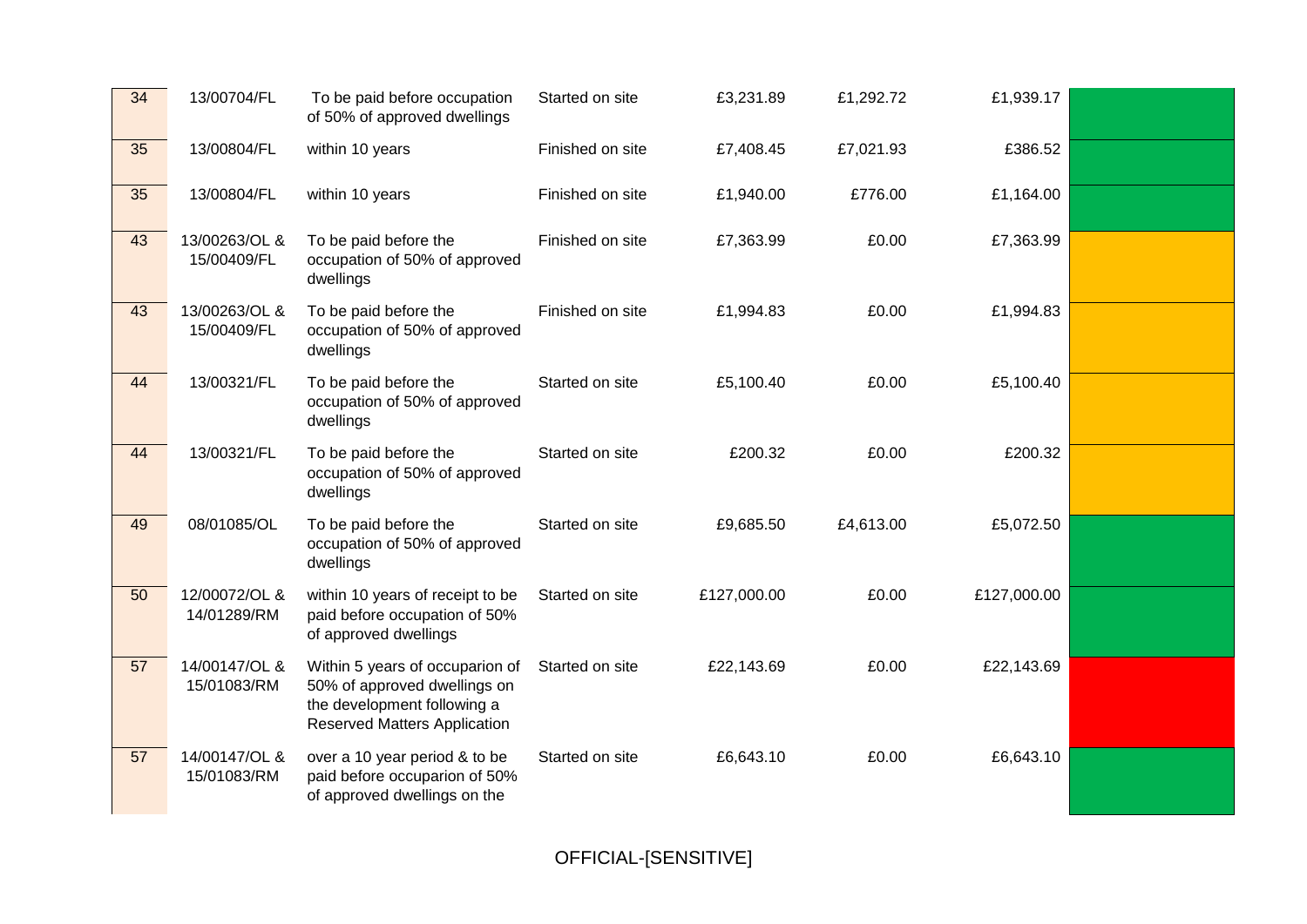| | | | | | | | |
|---|---|---|---|---|---|---|---|
| 34 | 13/00704/FL | To be paid before occupation of 50% of approved dwellings | Started on site | £3,231.89 | £1,292.72 | £1,939.17 | |
| 35 | 13/00804/FL | within 10 years | Finished on site | £7,408.45 | £7,021.93 | £386.52 | |
| 35 | 13/00804/FL | within 10 years | Finished on site | £1,940.00 | £776.00 | £1,164.00 | |
| 43 | 13/00263/OL & 15/00409/FL | To be paid before the occupation of 50% of approved dwellings | Finished on site | £7,363.99 | £0.00 | £7,363.99 | |
| 43 | 13/00263/OL & 15/00409/FL | To be paid before the occupation of 50% of approved dwellings | Finished on site | £1,994.83 | £0.00 | £1,994.83 | |
| 44 | 13/00321/FL | To be paid before the occupation of 50% of approved dwellings | Started on site | £5,100.40 | £0.00 | £5,100.40 | |
| 44 | 13/00321/FL | To be paid before the occupation of 50% of approved dwellings | Started on site | £200.32 | £0.00 | £200.32 | |
| 49 | 08/01085/OL | To be paid before the occupation of 50% of approved dwellings | Started on site | £9,685.50 | £4,613.00 | £5,072.50 | |
| 50 | 12/00072/OL & 14/01289/RM | within 10 years of receipt to be paid before occupation of 50% of approved dwellings | Started on site | £127,000.00 | £0.00 | £127,000.00 | |
| 57 | 14/00147/OL & 15/01083/RM | Within 5 years of occuparion of 50% of approved dwellings on the development following a Reserved Matters Application | Started on site | £22,143.69 | £0.00 | £22,143.69 | |
| 57 | 14/00147/OL & 15/01083/RM | over a 10 year period & to be paid before occuparion of 50% of approved dwellings on the | Started on site | £6,643.10 | £0.00 | £6,643.10 | |

OFFICIAL-[SENSITIVE]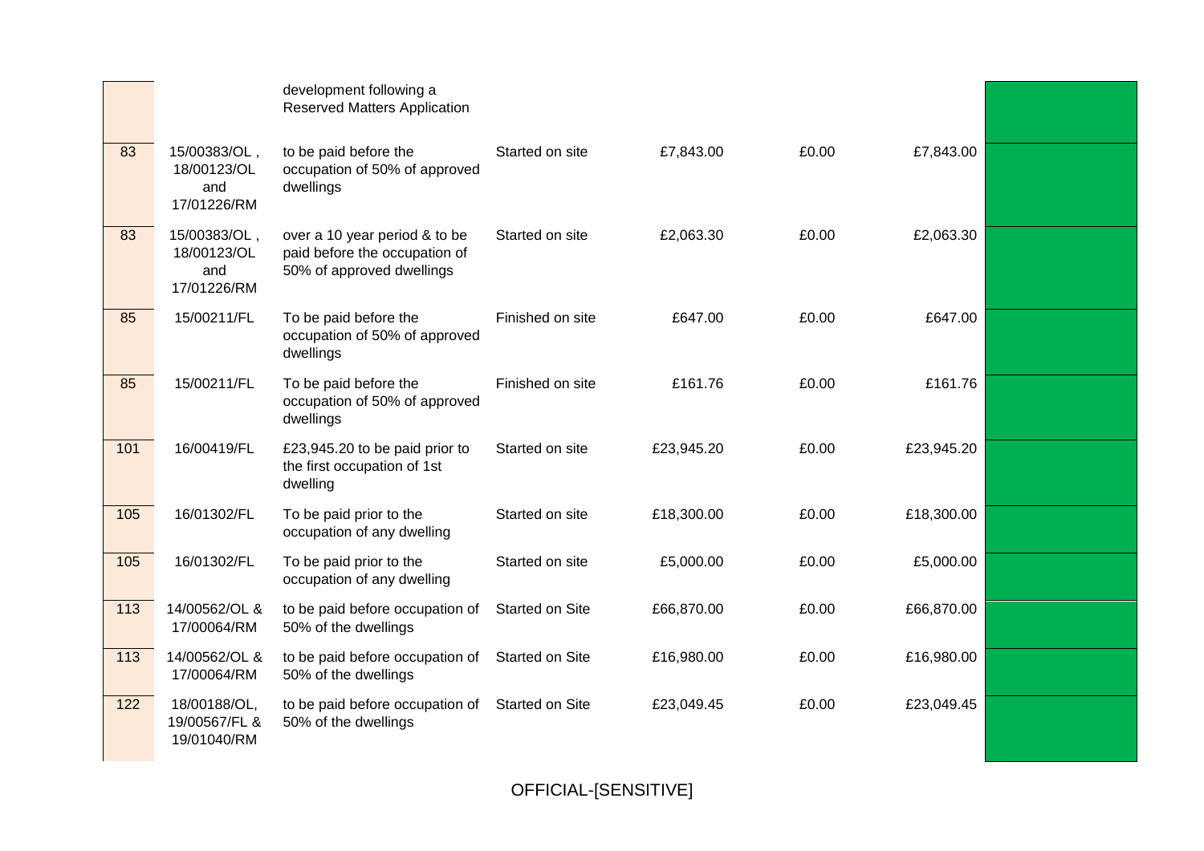| | | | | | | | |
|---|---|---|---|---|---|---|---|
| | | development following a Reserved Matters Application | | | | | |
| 83 | 15/00383/OL , 18/00123/OL and 17/01226/RM | to be paid before the occupation of 50% of approved dwellings | Started on site | £7,843.00 | £0.00 | £7,843.00 | |
| 83 | 15/00383/OL , 18/00123/OL and 17/01226/RM | over a 10 year period & to be paid before the occupation of 50% of approved dwellings | Started on site | £2,063.30 | £0.00 | £2,063.30 | |
| 85 | 15/00211/FL | To be paid before the occupation of 50% of approved dwellings | Finished on site | £647.00 | £0.00 | £647.00 | |
| 85 | 15/00211/FL | To be paid before the occupation of 50% of approved dwellings | Finished on site | £161.76 | £0.00 | £161.76 | |
| 101 | 16/00419/FL | £23,945.20 to be paid prior to the first occupation of 1st dwelling | Started on site | £23,945.20 | £0.00 | £23,945.20 | |
| 105 | 16/01302/FL | To be paid prior to the occupation of any dwelling | Started on site | £18,300.00 | £0.00 | £18,300.00 | |
| 105 | 16/01302/FL | To be paid prior to the occupation of any dwelling | Started on site | £5,000.00 | £0.00 | £5,000.00 | |
| 113 | 14/00562/OL & 17/00064/RM | to be paid before occupation of 50% of the dwellings | Started on Site | £66,870.00 | £0.00 | £66,870.00 | |
| 113 | 14/00562/OL & 17/00064/RM | to be paid before occupation of 50% of the dwellings | Started on Site | £16,980.00 | £0.00 | £16,980.00 | |
| 122 | 18/00188/OL, 19/00567/FL & 19/01040/RM | to be paid before occupation of 50% of the dwellings | Started on Site | £23,049.45 | £0.00 | £23,049.45 | |

OFFICIAL-[SENSITIVE]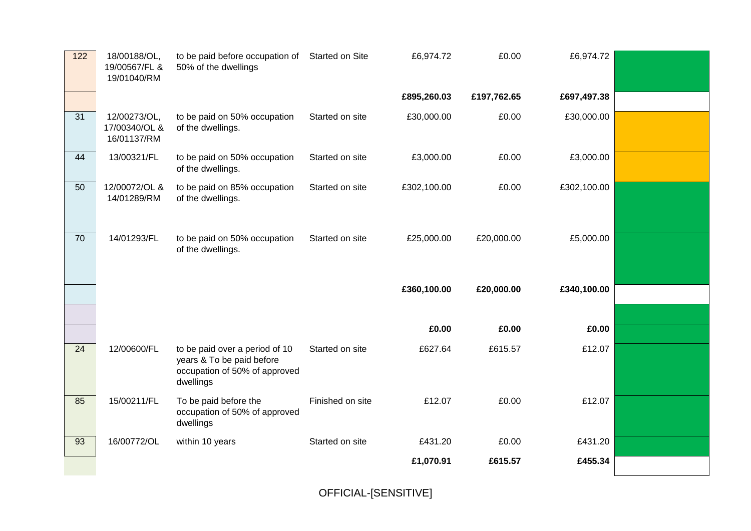| | | | | | | | |
|---|---|---|---|---|---|---|---|
| 122 | 18/00188/OL, 19/00567/FL & 19/01040/RM | to be paid before occupation of 50% of the dwellings | Started on Site | £6,974.72 | £0.00 | £6,974.72 | |
| | | | | **£895,260.03** | **£197,762.65** | **£697,497.38** | |
| 31 | 12/00273/OL, 17/00340/OL & 16/01137/RM | to be paid on 50% occupation of the dwellings. | Started on site | £30,000.00 | £0.00 | £30,000.00 | |
| 44 | 13/00321/FL | to be paid on 50% occupation of the dwellings. | Started on site | £3,000.00 | £0.00 | £3,000.00 | |
| 50 | 12/00072/OL & 14/01289/RM | to be paid on 85% occupation of the dwellings. | Started on site | £302,100.00 | £0.00 | £302,100.00 | |
| 70 | 14/01293/FL | to be paid on 50% occupation of the dwellings. | Started on site | £25,000.00 | £20,000.00 | £5,000.00 | |
| | | | | **£360,100.00** | **£20,000.00** | **£340,100.00** | |
| | | | | | | | |
| | | | | **£0.00** | **£0.00** | **£0.00** | |
| 24 | 12/00600/FL | to be paid over a period of 10 years & To be paid before occupation of 50% of approved dwellings | Started on site | £627.64 | £615.57 | £12.07 | |
| 85 | 15/00211/FL | To be paid before the occupation of 50% of approved dwellings | Finished on site | £12.07 | £0.00 | £12.07 | |
| 93 | 16/00772/OL | within 10 years | Started on site | £431.20 | £0.00 | £431.20 | |
| | | | | **£1,070.91** | **£615.57** | **£455.34** | |

OFFICIAL-[SENSITIVE]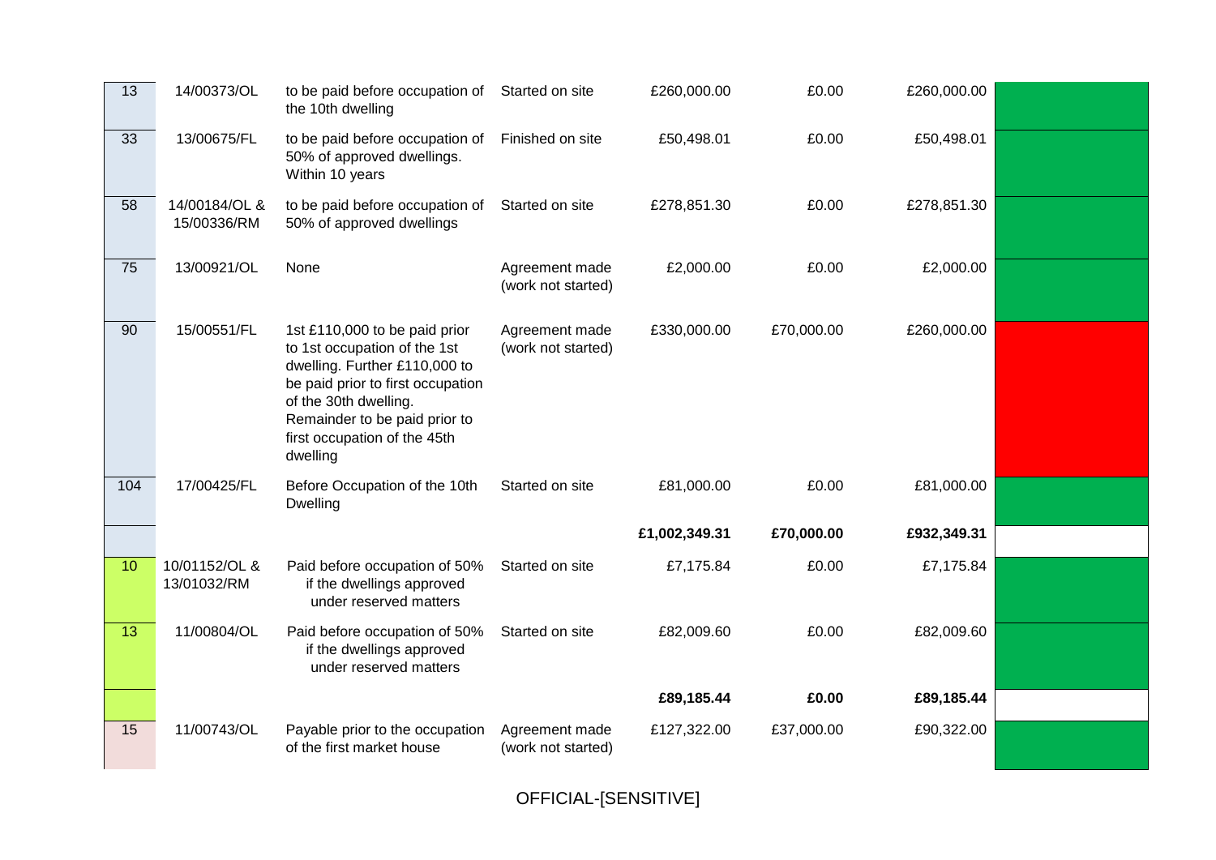| | | | | | | | |
|---|---|---|---|---|---|---|---|
| 13 | 14/00373/OL | to be paid before occupation of the 10th dwelling | Started on site | £260,000.00 | £0.00 | £260,000.00 | |
| 33 | 13/00675/FL | to be paid before occupation of 50% of approved dwellings. Within 10 years | Finished on site | £50,498.01 | £0.00 | £50,498.01 | |
| 58 | 14/00184/OL & 15/00336/RM | to be paid before occupation of 50% of approved dwellings | Started on site | £278,851.30 | £0.00 | £278,851.30 | |
| 75 | 13/00921/OL | None | Agreement made (work not started) | £2,000.00 | £0.00 | £2,000.00 | |
| 90 | 15/00551/FL | 1st £110,000 to be paid prior to 1st occupation of the 1st dwelling. Further £110,000 to be paid prior to first occupation of the 30th dwelling. Remainder to be paid prior to first occupation of the 45th dwelling | Agreement made (work not started) | £330,000.00 | £70,000.00 | £260,000.00 | |
| 104 | 17/00425/FL | Before Occupation of the 10th Dwelling | Started on site | £81,000.00 | £0.00 | £81,000.00 | |
| | | | | **£1,002,349.31** | **£70,000.00** | **£932,349.31** | |
| 10 | 10/01152/OL & 13/01032/RM | Paid before occupation of 50% if the dwellings approved under reserved matters | Started on site | £7,175.84 | £0.00 | £7,175.84 | |
| 13 | 11/00804/OL | Paid before occupation of 50% if the dwellings approved under reserved matters | Started on site | £82,009.60 | £0.00 | £82,009.60 | |
| | | | | **£89,185.44** | **£0.00** | **£89,185.44** | |
| 15 | 11/00743/OL | Payable prior to the occupation of the first market house | Agreement made (work not started) | £127,322.00 | £37,000.00 | £90,322.00 | |

OFFICIAL-[SENSITIVE]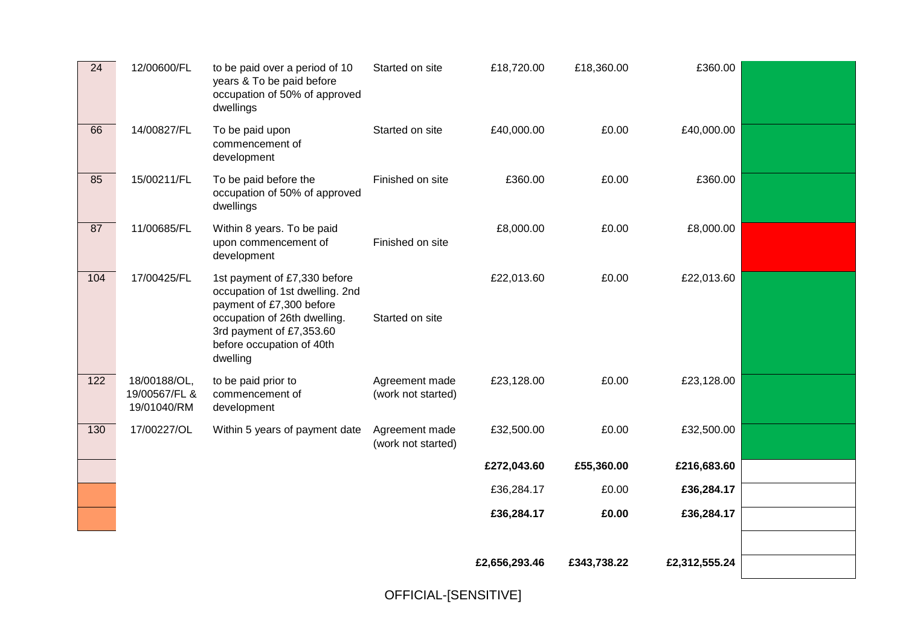| | | | | | | | |
|---|---|---|---|---|---|---|---|
| 24 | 12/00600/FL | to be paid over a period of 10 years & To be paid before occupation of 50% of approved dwellings | Started on site | £18,720.00 | £18,360.00 | £360.00 | |
| 66 | 14/00827/FL | To be paid upon commencement of development | Started on site | £40,000.00 | £0.00 | £40,000.00 | |
| 85 | 15/00211/FL | To be paid before the occupation of 50% of approved dwellings | Finished on site | £360.00 | £0.00 | £360.00 | |
| 87 | 11/00685/FL | Within 8 years. To be paid upon commencement of development | Finished on site | £8,000.00 | £0.00 | £8,000.00 | |
| 104 | 17/00425/FL | 1st payment of £7,330 before occupation of 1st dwelling. 2nd payment of £7,300 before occupation of 26th dwelling. 3rd payment of £7,353.60 before occupation of 40th dwelling | Started on site | £22,013.60 | £0.00 | £22,013.60 | |
| 122 | 18/00188/OL, 19/00567/FL & 19/01040/RM | to be paid prior to commencement of development | Agreement made (work not started) | £23,128.00 | £0.00 | £23,128.00 | |
| 130 | 17/00227/OL | Within 5 years of payment date | Agreement made (work not started) | £32,500.00 | £0.00 | £32,500.00 | |
| | | | | **£272,043.60** | **£55,360.00** | **£216,683.60** | |
| | | | | £36,284.17 | £0.00 | **£36,284.17** | |
| | | | | **£36,284.17** | **£0.00** | **£36,284.17** | |
| | | | | | | | |
| | | | | **£2,656,293.46** | **£343,738.22** | **£2,312,555.24** | |

OFFICIAL-[SENSITIVE]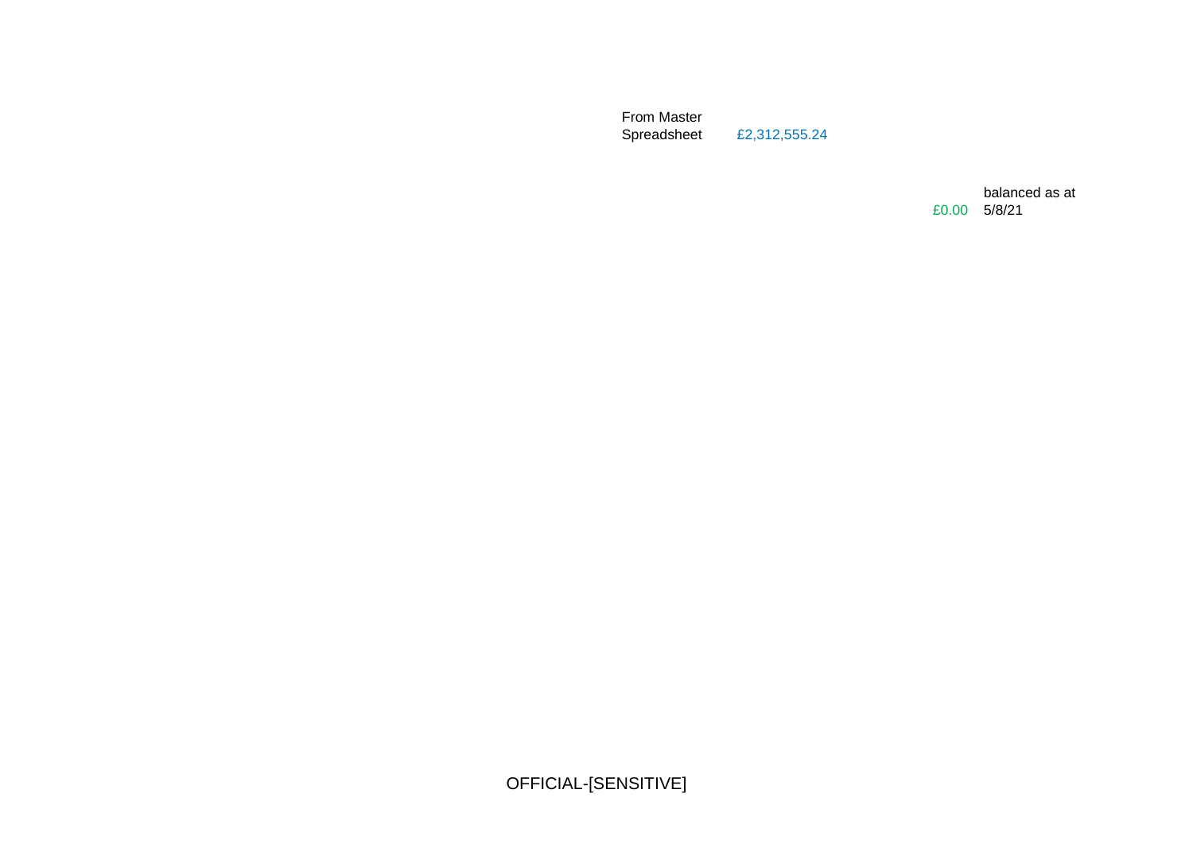From Master Spreadsheet £2,312,555.24

£0.00 balanced as at 5/8/21

OFFICIAL-[SENSITIVE]